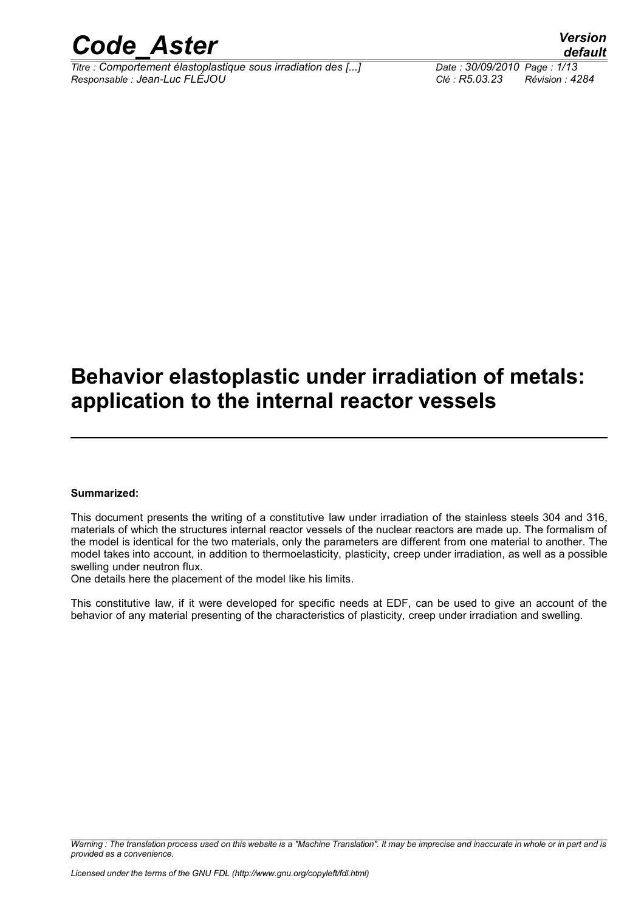# Behavior elastoplastic under irradiation of metals: application to the internal reactor vessels

**Summarized:**

This document presents the writing of a constitutive law under irradiation of the stainless steels 304 and 316, materials of which the structures internal reactor vessels of the nuclear reactors are made up. The formalism of the model is identical for the two materials, only the parameters are different from one material to another. The model takes into account, in addition to thermoelasticity, plasticity, creep under irradiation, as well as a possible swelling under neutron flux.

One details here the placement of the model like his limits.

This constitutive law, if it were developed for specific needs at EDF, can be used to give an account of the behavior of any material presenting of the characteristics of plasticity, creep under irradiation and swelling.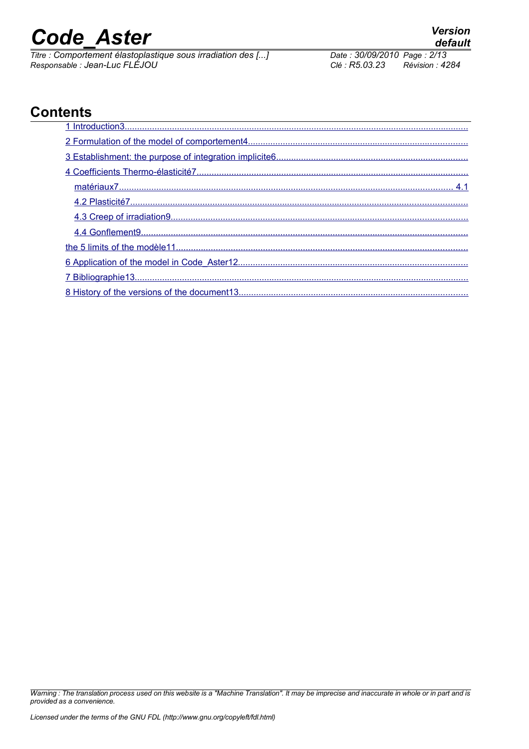# Contents

1 Introduction3

2 Formulation of the model of comportement4

3 Establishment: the purpose of integration implicite6

4 Coefficients Thermo-élasticité7

matériaux7 4.1

4.2 Plasticité7

4.3 Creep of irradiation9

4.4 Gonflement9

the 5 limits of the modèle11

6 Application of the model in Code_Aster12

7 Bibliographie13

8 History of the versions of the document13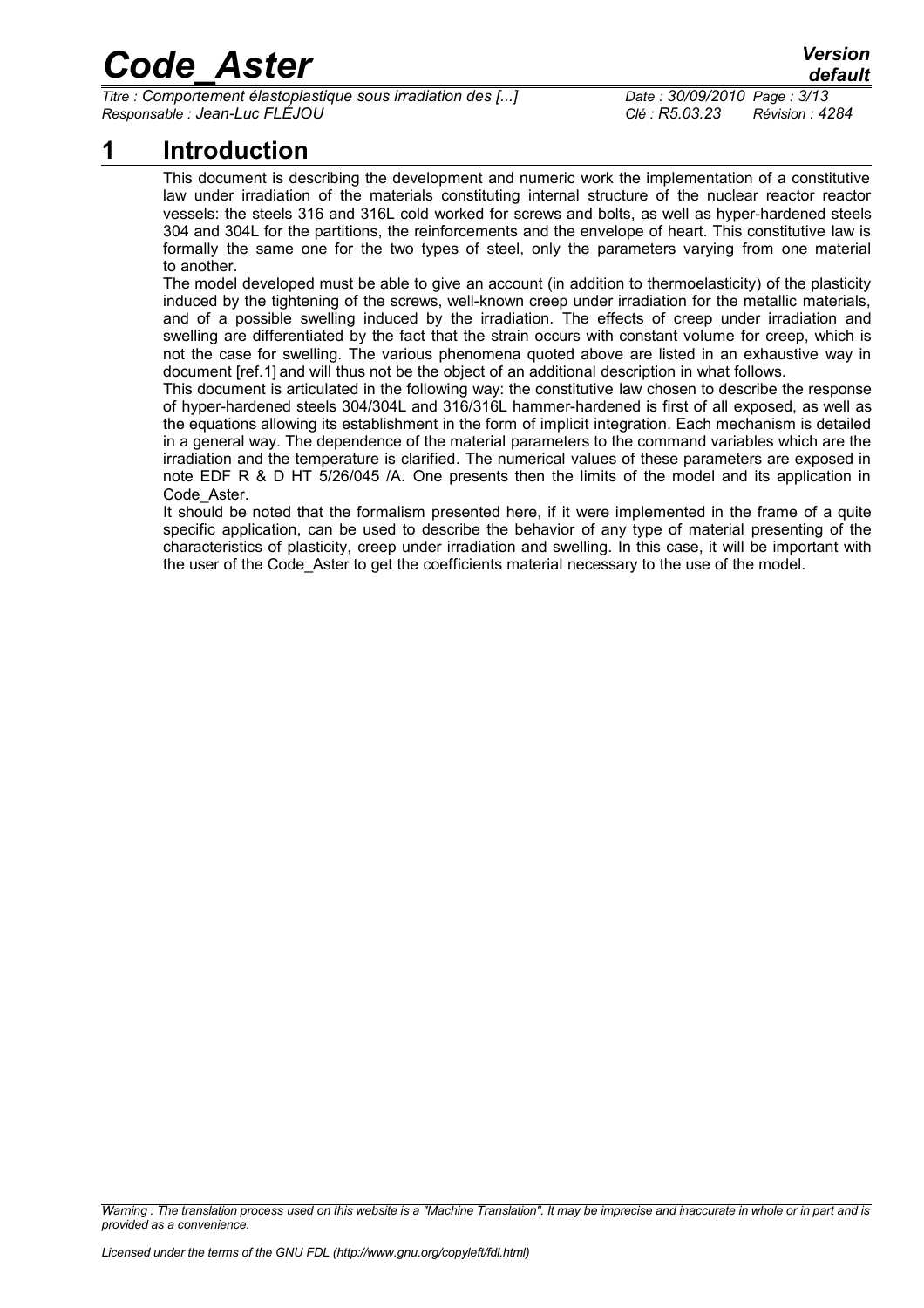# 1 Introduction

This document is describing the development and numeric work the implementation of a constitutive law under irradiation of the materials constituting internal structure of the nuclear reactor reactor vessels: the steels 316 and 316L cold worked for screws and bolts, as well as hyper-hardened steels 304 and 304L for the partitions, the reinforcements and the envelope of heart. This constitutive law is formally the same one for the two types of steel, only the parameters varying from one material to another.

The model developed must be able to give an account (in addition to thermoelasticity) of the plasticity induced by the tightening of the screws, well-known creep under irradiation for the metallic materials, and of a possible swelling induced by the irradiation. The effects of creep under irradiation and swelling are differentiated by the fact that the strain occurs with constant volume for creep, which is not the case for swelling. The various phenomena quoted above are listed in an exhaustive way in document [ref.1] and will thus not be the object of an additional description in what follows.

This document is articulated in the following way: the constitutive law chosen to describe the response of hyper-hardened steels 304/304L and 316/316L hammer-hardened is first of all exposed, as well as the equations allowing its establishment in the form of implicit integration. Each mechanism is detailed in a general way. The dependence of the material parameters to the command variables which are the irradiation and the temperature is clarified. The numerical values of these parameters are exposed in note EDF R & D HT 5/26/045 /A. One presents then the limits of the model and its application in Code_Aster.

It should be noted that the formalism presented here, if it were implemented in the frame of a quite specific application, can be used to describe the behavior of any type of material presenting of the characteristics of plasticity, creep under irradiation and swelling. In this case, it will be important with the user of the Code_Aster to get the coefficients material necessary to the use of the model.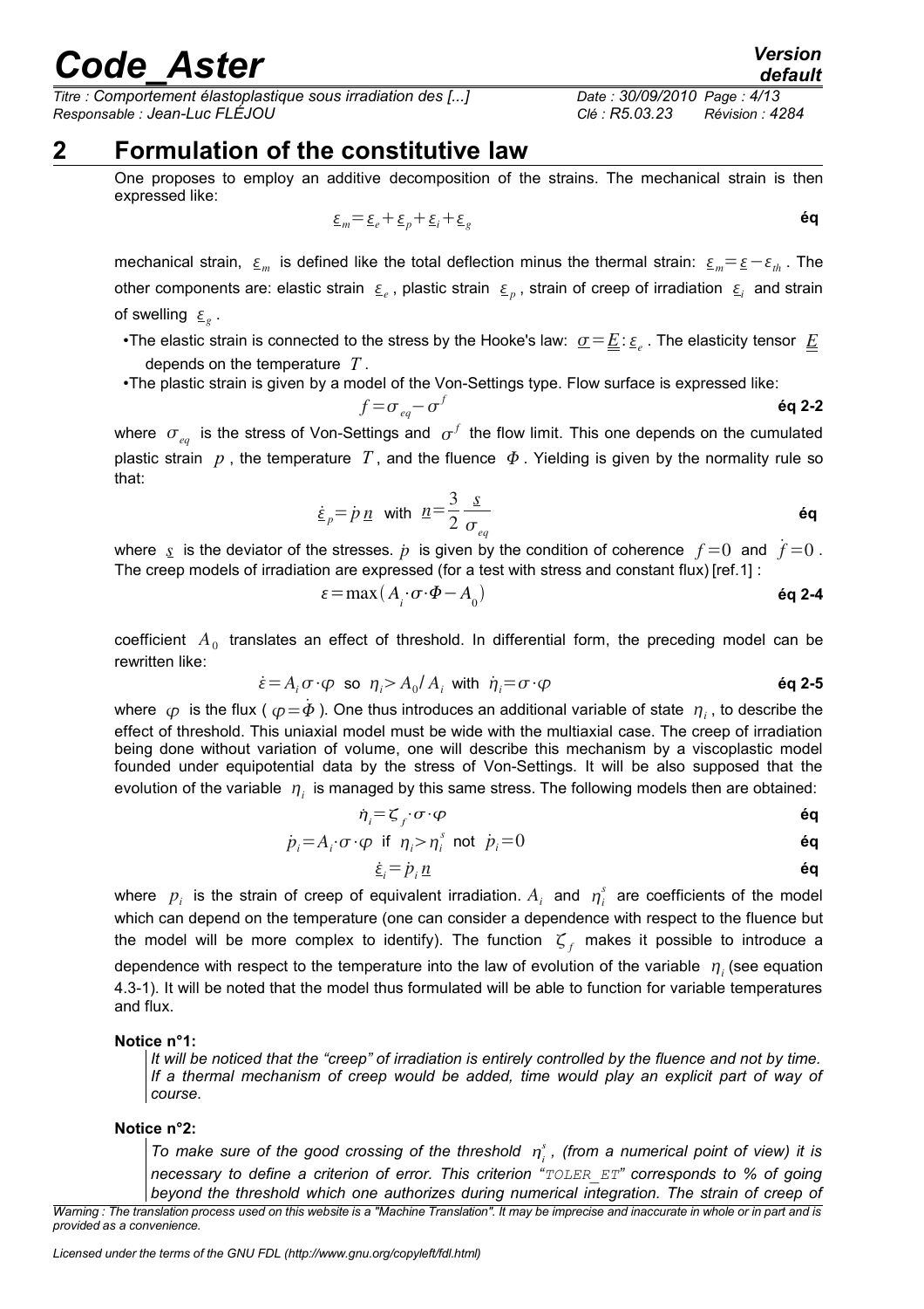# 2 Formulation of the constitutive law

One proposes to employ an additive decomposition of the strains. The mechanical strain is then expressed like:

$$\underline{\varepsilon}_m = \underline{\varepsilon}_e + \underline{\varepsilon}_p + \underline{\varepsilon}_i + \underline{\varepsilon}_g \quad \textbf{éq}$$

mechanical strain, $\underline{\varepsilon}_m$ is defined like the total deflection minus the thermal strain: $\underline{\varepsilon}_m = \underline{\varepsilon} - \varepsilon_{th}$. The other components are: elastic strain $\underline{\varepsilon}_e$, plastic strain $\underline{\varepsilon}_p$, strain of creep of irradiation $\underline{\varepsilon}_i$ and strain of swelling $\underline{\varepsilon}_g$.

- The elastic strain is connected to the stress by the Hooke's law: $\underline{\sigma} = \underline{\underline{E}} : \underline{\varepsilon}_e$. The elasticity tensor $\underline{\underline{E}}$ depends on the temperature $T$.
- The plastic strain is given by a model of the Von-Settings type. Flow surface is expressed like:

$$f = \sigma_{eq} - \sigma^f \quad \textbf{éq 2-2}$$

where $\sigma_{eq}$ is the stress of Von-Settings and $\sigma^f$ the flow limit. This one depends on the cumulated plastic strain $p$, the temperature $T$, and the fluence $\Phi$. Yielding is given by the normality rule so that:

$$\underline{\dot{\varepsilon}}_p = \dot{p}\,\underline{n} \quad \text{with} \quad \underline{n} = \frac{3}{2}\frac{\underline{s}}{\sigma_{eq}} \quad \textbf{éq}$$

where $\underline{s}$ is the deviator of the stresses. $\dot{p}$ is given by the condition of coherence $f=0$ and $\dot{f}=0$. The creep models of irradiation are expressed (for a test with stress and constant flux) [ref.1] :

$$\varepsilon = \max(A_i \cdot \sigma \cdot \Phi - A_0) \quad \textbf{éq 2-4}$$

coefficient $A_0$ translates an effect of threshold. In differential form, the preceding model can be rewritten like:

$$\dot{\varepsilon} = A_i \sigma \cdot \varphi \;\; \text{so} \;\; \eta_i > A_0 / A_i \;\; \text{with} \;\; \dot{\eta}_i = \sigma \cdot \varphi \quad \textbf{éq 2-5}$$

where $\varphi$ is the flux ( $\varphi = \dot{\Phi}$ ). One thus introduces an additional variable of state $\eta_i$, to describe the effect of threshold. This uniaxial model must be wide with the multiaxial case. The creep of irradiation being done without variation of volume, one will describe this mechanism by a viscoplastic model founded under equipotential data by the stress of Von-Settings. It will be also supposed that the evolution of the variable $\eta_i$ is managed by this same stress. The following models then are obtained:

$$\dot{\eta}_i = \zeta_f \cdot \sigma \cdot \varphi \quad \textbf{éq}$$

$$\dot{p}_i = A_i \cdot \sigma \cdot \varphi \;\; \text{if} \;\; \eta_i > \eta_i^s \;\; \text{not} \;\; \dot{p}_i = 0 \quad \textbf{éq}$$

$$\underline{\dot{\varepsilon}}_i = \dot{p}_i\,\underline{n} \quad \textbf{éq}$$

where $p_i$ is the strain of creep of equivalent irradiation. $A_i$ and $\eta_i^s$ are coefficients of the model which can depend on the temperature (one can consider a dependence with respect to the fluence but the model will be more complex to identify). The function $\zeta_f$ makes it possible to introduce a dependence with respect to the temperature into the law of evolution of the variable $\eta_i$ (see equation 4.3-1). It will be noted that the model thus formulated will be able to function for variable temperatures and flux.

**Notice n°1:**

*It will be noticed that the "creep" of irradiation is entirely controlled by the fluence and not by time. If a thermal mechanism of creep would be added, time would play an explicit part of way of course.*

**Notice n°2:**

*To make sure of the good crossing of the threshold $\eta_i^s$, (from a numerical point of view) it is necessary to define a criterion of error. This criterion "TOLER_ET" corresponds to % of going beyond the threshold which one authorizes during numerical integration. The strain of creep of*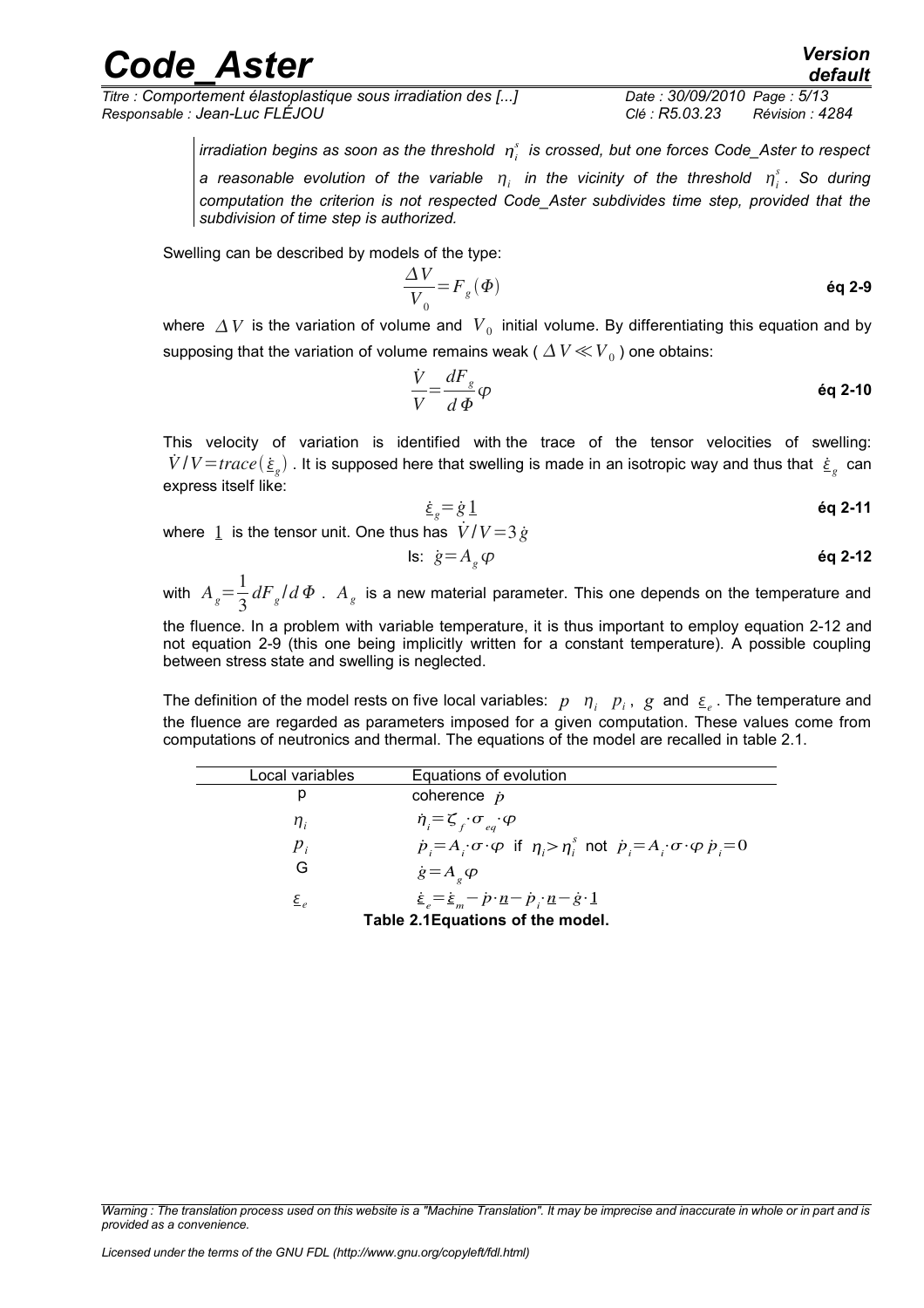*irradiation begins as soon as the threshold $\eta_i^s$ is crossed, but one forces Code_Aster to respect a reasonable evolution of the variable $\eta_i$ in the vicinity of the threshold $\eta_i^s$. So during computation the criterion is not respected Code_Aster subdivides time step, provided that the subdivision of time step is authorized.*

Swelling can be described by models of the type:

$$\frac{\Delta V}{V_0}=F_g(\Phi) \qquad \textbf{éq 2-9}$$

where $\Delta V$ is the variation of volume and $V_0$ initial volume. By differentiating this equation and by supposing that the variation of volume remains weak ( $\Delta V \ll V_0$ ) one obtains:

$$\frac{\dot{V}}{V}=\frac{dF_g}{d\,\Phi}\varphi \qquad \textbf{éq 2-10}$$

This velocity of variation is identified with the trace of the tensor velocities of swelling: $\dot{V}/V=trace(\underline{\dot{\varepsilon}}_g)$. It is supposed here that swelling is made in an isotropic way and thus that $\underline{\dot{\varepsilon}}_g$ can express itself like:

$$\underline{\dot{\varepsilon}}_g=\dot{g}\,\underline{1} \qquad \textbf{éq 2-11}$$

where $\underline{1}$ is the tensor unit. One thus has $\dot{V}/V=3\dot{g}$

$$\text{Is: } \dot{g}=A_g\varphi \qquad \textbf{éq 2-12}$$

with $A_g=\frac{1}{3}dF_g/d\,\Phi$ . $A_g$ is a new material parameter. This one depends on the temperature and the fluence. In a problem with variable temperature, it is thus important to employ equation 2-12 and not equation 2-9 (this one being implicitly written for a constant temperature). A possible coupling between stress state and swelling is neglected.

The definition of the model rests on five local variables: $p$ $\eta_i$ $p_i$, $g$ and $\underline{\varepsilon}_e$. The temperature and the fluence are regarded as parameters imposed for a given computation. These values come from computations of neutronics and thermal. The equations of the model are recalled in table 2.1.

| Local variables | Equations of evolution |
|---|---|
| p | coherence $\dot{p}$ |
| $\eta_i$ | $\dot{\eta}_i=\zeta_f\cdot\sigma_{eq}\cdot\varphi$ |
| $p_i$ | $\dot{p}_i=A_i\cdot\sigma\cdot\varphi$ if $\eta_i>\eta_i^s$ not $\dot{p}_i=A_i\cdot\sigma\cdot\varphi\;\dot{p}_i=0$ |
| G | $\dot{g}=A_g\varphi$ |
| $\underline{\varepsilon}_e$ | $\underline{\dot{\varepsilon}}_e=\underline{\dot{\varepsilon}}_m-\dot{p}\cdot\underline{n}-\dot{p}_i\cdot\underline{n}-\dot{g}\cdot\underline{1}$ |

**Table 2.1Equations of the model.**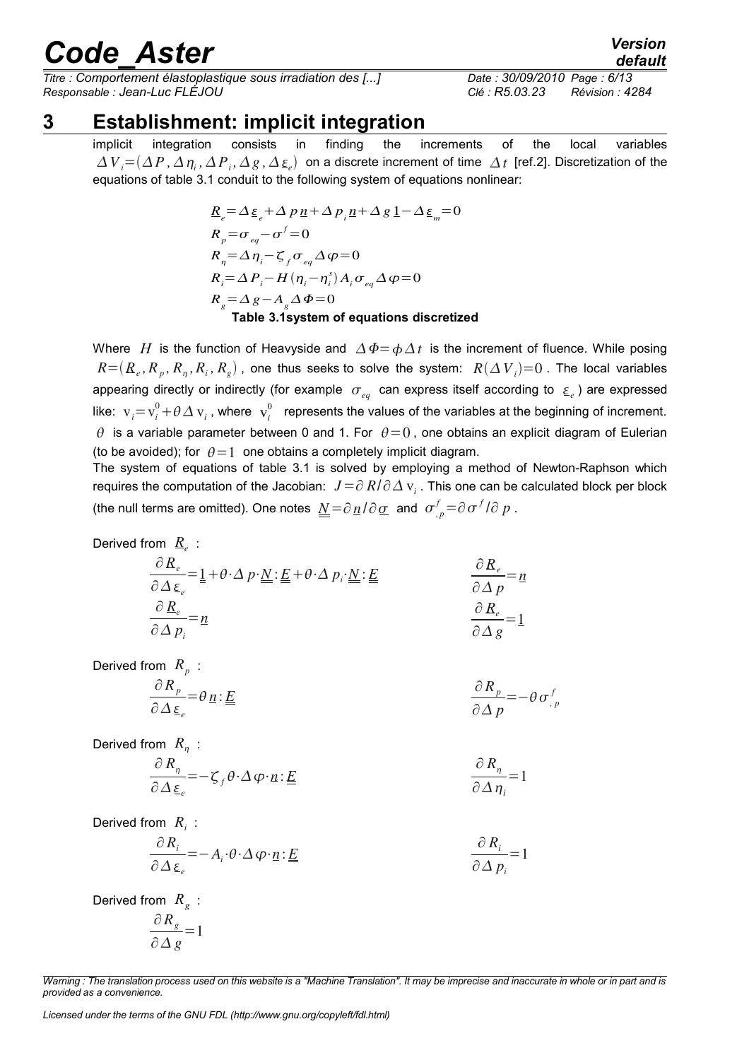# 3 Establishment: implicit integration

implicit integration consists in finding the increments of the local variables $\Delta V_i = (\Delta P, \Delta \eta_i, \Delta P_i, \Delta g, \Delta \underline{\varepsilon}_e)$ on a discrete increment of time $\Delta t$ [ref.2]. Discretization of the equations of table 3.1 conduit to the following system of equations nonlinear:

$$
\begin{aligned}
&\underline{R}_e = \Delta \underline{\varepsilon}_e + \Delta p\, \underline{n} + \Delta p_i \underline{n} + \Delta g\, \underline{1} - \Delta \underline{\varepsilon}_m = 0 \\
&R_p = \sigma_{eq} - \sigma^f = 0 \\
&R_\eta = \Delta \eta_i - \zeta_f \sigma_{eq} \Delta \varphi = 0 \\
&R_i = \Delta P_i - H(\eta_i - \eta_i^s) A_i \sigma_{eq} \Delta \varphi = 0 \\
&R_g = \Delta g - A_g \Delta \Phi = 0
\end{aligned}
$$

**Table 3.1system of equations discretized**

Where $H$ is the function of Heavyside and $\Delta \Phi = \phi \Delta t$ is the increment of fluence. While posing $R = (R_e, R_p, R_\eta, R_i, R_g)$, one thus seeks to solve the system: $R(\Delta V_i) = 0$. The local variables appearing directly or indirectly (for example $\sigma_{eq}$ can express itself according to $\underline{\varepsilon}_e$) are expressed like: $\mathrm{v}_i = \mathrm{v}_i^0 + \theta \Delta \mathrm{v}_i$, where $\mathrm{v}_i^0$ represents the values of the variables at the beginning of increment. $\theta$ is a variable parameter between 0 and 1. For $\theta = 0$, one obtains an explicit diagram of Eulerian (to be avoided); for $\theta = 1$ one obtains a completely implicit diagram.

The system of equations of table 3.1 is solved by employing a method of Newton-Raphson which requires the computation of the Jacobian: $J = \partial R / \partial \Delta \mathrm{v}_i$. This one can be calculated block per block (the null terms are omitted). One notes $\underline{\underline{N}} = \partial \underline{n} / \partial \underline{\sigma}$ and $\sigma^f_{,p} = \partial \sigma^f / \partial p$.

Derived from $\underline{R}_e$ :

$$
\frac{\partial \underline{R}_e}{\partial \Delta \underline{\varepsilon}_e} = \underline{1} + \theta \cdot \Delta p \cdot \underline{\underline{N}} : \underline{\underline{E}} + \theta \cdot \Delta p_i \cdot \underline{\underline{N}} : \underline{\underline{E}} \qquad \frac{\partial \underline{R}_e}{\partial \Delta p} = \underline{n}
$$

$$
\frac{\partial \underline{R}_e}{\partial \Delta p_i} = \underline{n} \qquad \frac{\partial \underline{R}_e}{\partial \Delta g} = \underline{1}
$$

Derived from $R_p$ :

$$
\frac{\partial R_p}{\partial \Delta \underline{\varepsilon}_e} = \theta\, \underline{n} : \underline{\underline{E}} \qquad \frac{\partial R_p}{\partial \Delta p} = -\theta \sigma^f_{,p}
$$

Derived from $R_\eta$ :

$$
\frac{\partial R_\eta}{\partial \Delta \underline{\varepsilon}_e} = -\zeta_f \theta \cdot \Delta \varphi \cdot \underline{n} : \underline{\underline{E}} \qquad \frac{\partial R_\eta}{\partial \Delta \eta_i} = 1
$$

Derived from $R_i$ :

$$
\frac{\partial R_i}{\partial \Delta \underline{\varepsilon}_e} = -A_i \cdot \theta \cdot \Delta \varphi \cdot \underline{n} : \underline{\underline{E}} \qquad \frac{\partial R_i}{\partial \Delta p_i} = 1
$$

Derived from $R_g$ :

$$
\frac{\partial R_g}{\partial \Delta g} = 1
$$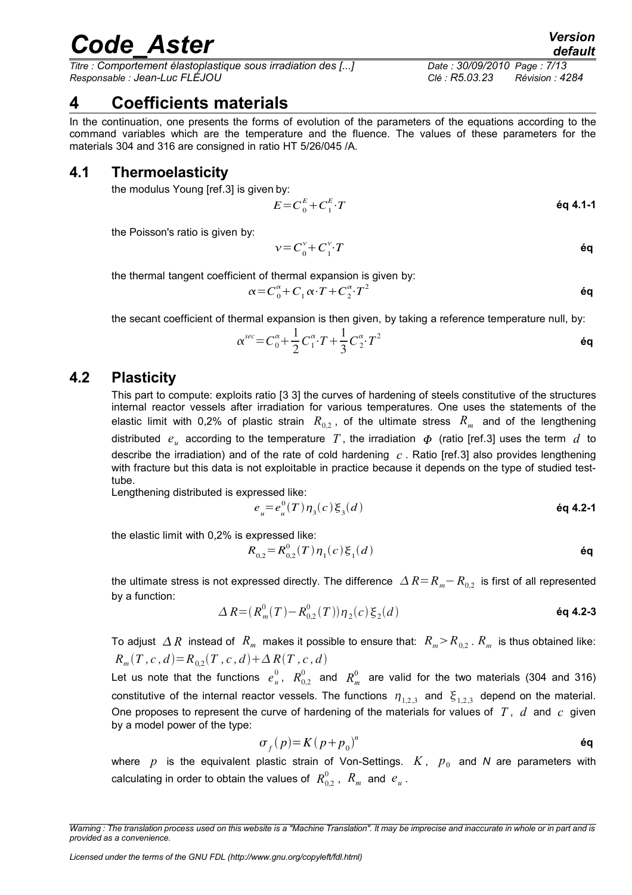# 4 Coefficients materials

In the continuation, one presents the forms of evolution of the parameters of the equations according to the command variables which are the temperature and the fluence. The values of these parameters for the materials 304 and 316 are consigned in ratio HT 5/26/045 /A.

## 4.1 Thermoelasticity

the modulus Young [ref.3] is given by:

$$E = C_0^E + C_1^E \cdot T \quad \text{éq 4.1-1}$$

the Poisson's ratio is given by:

$$\nu = C_0^\nu + C_1^\nu \cdot T \quad \text{éq}$$

the thermal tangent coefficient of thermal expansion is given by:

$$\alpha = C_0^\alpha + C_1 \alpha \cdot T + C_2^\alpha \cdot T^2 \quad \text{éq}$$

the secant coefficient of thermal expansion is then given, by taking a reference temperature null, by:

$$\alpha^{sec} = C_0^\alpha + \frac{1}{2} C_1^\alpha \cdot T + \frac{1}{3} C_2^\alpha \cdot T^2 \quad \text{éq}$$

## 4.2 Plasticity

This part to compute: exploits ratio [3 3] the curves of hardening of steels constitutive of the structures internal reactor vessels after irradiation for various temperatures. One uses the statements of the elastic limit with 0,2% of plastic strain $R_{0,2}$, of the ultimate stress $R_m$ and of the lengthening distributed $e_u$ according to the temperature $T$, the irradiation $\Phi$ (ratio [ref.3] uses the term $d$ to describe the irradiation) and of the rate of cold hardening $c$. Ratio [ref.3] also provides lengthening with fracture but this data is not exploitable in practice because it depends on the type of studied test-tube.

Lengthening distributed is expressed like:

$$e_u = e_u^0(T)\, \eta_3(c)\, \xi_3(d) \quad \text{éq 4.2-1}$$

the elastic limit with 0,2% is expressed like:

$$R_{0,2} = R_{0,2}^0(T)\, \eta_1(c)\, \xi_1(d) \quad \text{éq}$$

the ultimate stress is not expressed directly. The difference $\Delta R = R_m - R_{0,2}$ is first of all represented by a function:

$$\Delta R = (R_m^0(T) - R_{0,2}^0(T))\, \eta_2(c)\, \xi_2(d) \quad \text{éq 4.2-3}$$

To adjust $\Delta R$ instead of $R_m$ makes it possible to ensure that: $R_m > R_{0,2}$. $R_m$ is thus obtained like: $R_m(T, c, d) = R_{0,2}(T, c, d) + \Delta R(T, c, d)$

Let us note that the functions $e_u^0$, $R_{0,2}^0$ and $R_m^0$ are valid for the two materials (304 and 316) constitutive of the internal reactor vessels. The functions $\eta_{1,2,3}$ and $\xi_{1,2,3}$ depend on the material. One proposes to represent the curve of hardening of the materials for values of $T$, $d$ and $c$ given by a model power of the type:

$$\sigma_f(p) = K(p + p_0)^n \quad \text{éq}$$

where $p$ is the equivalent plastic strain of Von-Settings. $K$, $p_0$ and *N* are parameters with calculating in order to obtain the values of $R_{0,2}^0$, $R_m$ and $e_u$.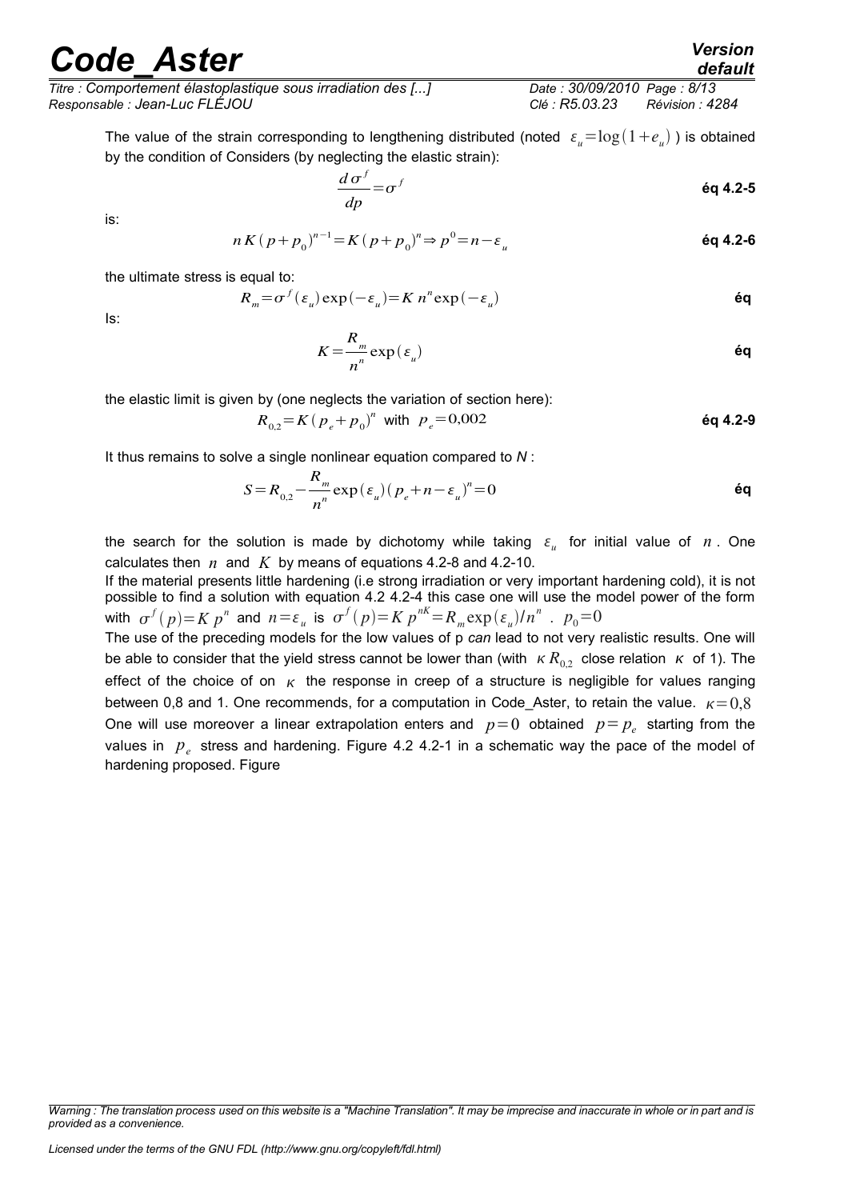The value of the strain corresponding to lengthening distributed (noted $\varepsilon_u = \log(1+e_u)$ ) is obtained by the condition of Considers (by neglecting the elastic strain):

$$\frac{d\sigma^f}{dp} = \sigma^f \quad \textbf{éq 4.2-5}$$

is:

$$n K (p+p_0)^{n-1} = K (p+p_0)^n \Rightarrow p^0 = n - \varepsilon_u \quad \textbf{éq 4.2-6}$$

the ultimate stress is equal to:

$$R_m = \sigma^f(\varepsilon_u) \exp(-\varepsilon_u) = K\, n^n \exp(-\varepsilon_u) \quad \textbf{éq}$$

Is:

$$K = \frac{R_m}{n^n} \exp(\varepsilon_u) \quad \textbf{éq}$$

the elastic limit is given by (one neglects the variation of section here):

$$R_{0,2} = K (p_e + p_0)^n \text{ with } p_e = 0{,}002 \quad \textbf{éq 4.2-9}$$

It thus remains to solve a single nonlinear equation compared to *N* :

$$S = R_{0,2} - \frac{R_m}{n^n} \exp(\varepsilon_u) (p_e + n - \varepsilon_u)^n = 0 \quad \textbf{éq}$$

the search for the solution is made by dichotomy while taking $\varepsilon_u$ for initial value of $n$. One calculates then $n$ and $K$ by means of equations 4.2-8 and 4.2-10.

If the material presents little hardening (i.e strong irradiation or very important hardening cold), it is not possible to find a solution with equation 4.2 4.2-4 this case one will use the model power of the form with $\sigma^f(p) = K\, p^n$ and $n = \varepsilon_u$ is $\sigma^f(p) = K\, p^{nK} = R_m \exp(\varepsilon_u)/n^n$ . $p_0 = 0$

The use of the preceding models for the low values of p *can* lead to not very realistic results. One will be able to consider that the yield stress cannot be lower than (with $\kappa R_{0,2}$ close relation $\kappa$ of 1). The effect of the choice of on $\kappa$ the response in creep of a structure is negligible for values ranging between 0,8 and 1. One recommends, for a computation in Code_Aster, to retain the value. $\kappa = 0{,}8$

One will use moreover a linear extrapolation enters and $p = 0$ obtained $p = p_e$ starting from the values in $p_e$ stress and hardening. Figure 4.2 4.2-1 in a schematic way the pace of the model of hardening proposed. Figure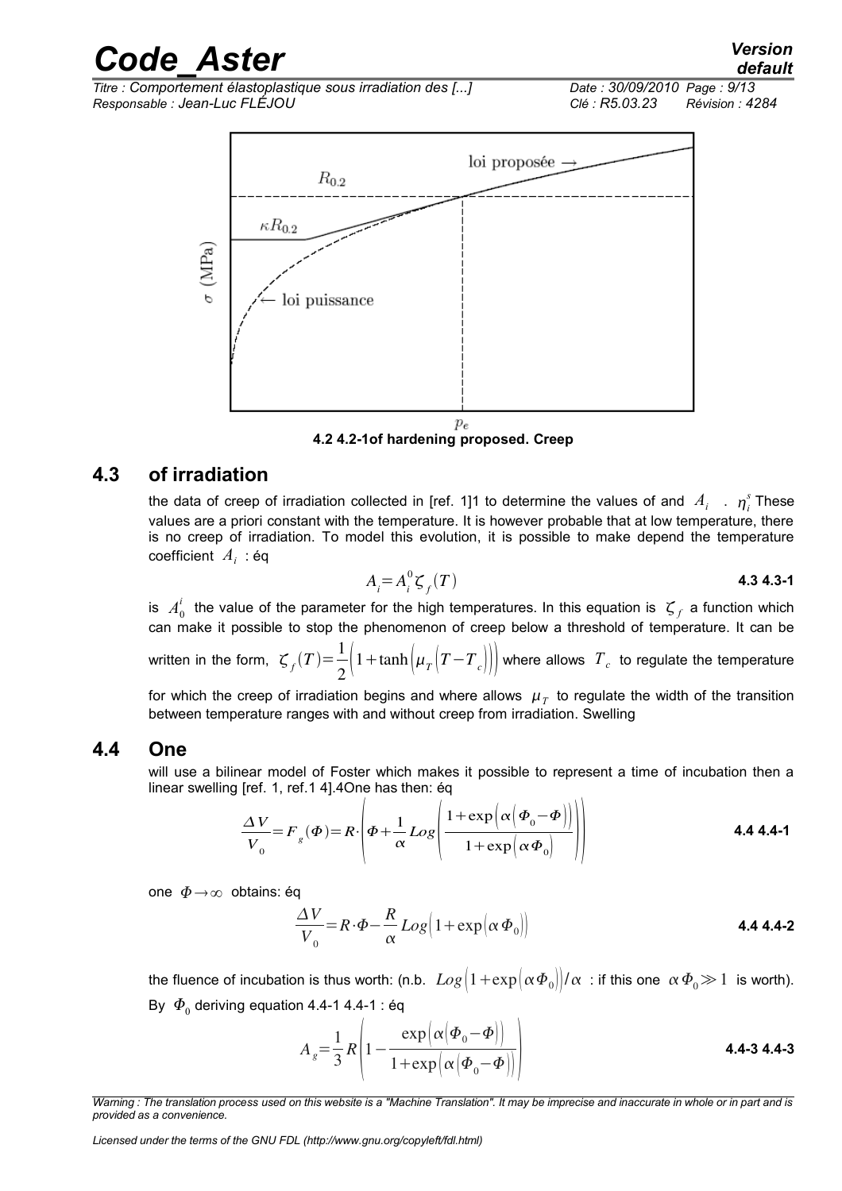**4.2 4.2-1of hardening proposed. Creep**

## 4.3 of irradiation

the data of creep of irradiation collected in [ref. 1]1 to determine the values of and $A_i$ . $\eta_i^s$ These values are a priori constant with the temperature. It is however probable that at low temperature, there is no creep of irradiation. To model this evolution, it is possible to make depend the temperature coefficient $A_i$ : éq

$$A_i = A_i^0 \zeta_f(T) \quad \textbf{4.3 4.3-1}$$

is $A_0^i$ the value of the parameter for the high temperatures. In this equation is $\zeta_f$ a function which can make it possible to stop the phenomenon of creep below a threshold of temperature. It can be written in the form, $\zeta_f(T) = \frac{1}{2}\left(1 + \tanh\left(\mu_T\left(T - T_c\right)\right)\right)$ where allows $T_c$ to regulate the temperature for which the creep of irradiation begins and where allows $\mu_T$ to regulate the width of the transition between temperature ranges with and without creep from irradiation. Swelling

## 4.4 One

will use a bilinear model of Foster which makes it possible to represent a time of incubation then a linear swelling [ref. 1, ref.1 4].4One has then: éq

$$\frac{\Delta V}{V_0} = F_g(\Phi) = R \cdot \left(\Phi + \frac{1}{\alpha} Log\left(\frac{1 + \exp\left(\alpha\left(\Phi_0 - \Phi\right)\right)}{1 + \exp\left(\alpha \Phi_0\right)}\right)\right) \quad \textbf{4.4 4.4-1}$$

one $\Phi \rightarrow \infty$ obtains: éq

$$\frac{\Delta V}{V_0} = R \cdot \Phi - \frac{R}{\alpha} Log\left(1 + \exp\left(\alpha \Phi_0\right)\right) \quad \textbf{4.4 4.4-2}$$

the fluence of incubation is thus worth: (n.b. $Log\left(1 + \exp\left(\alpha \Phi_0\right)\right)/\alpha$ : if this one $\alpha \Phi_0 \gg 1$ is worth). By $\Phi_0$ deriving equation 4.4-1 4.4-1 : éq

$$A_g = \frac{1}{3} R \left(1 - \frac{\exp\left(\alpha\left(\Phi_0 - \Phi\right)\right)}{1 + \exp\left(\alpha\left(\Phi_0 - \Phi\right)\right)}\right) \quad \textbf{4.4-3 4.4-3}$$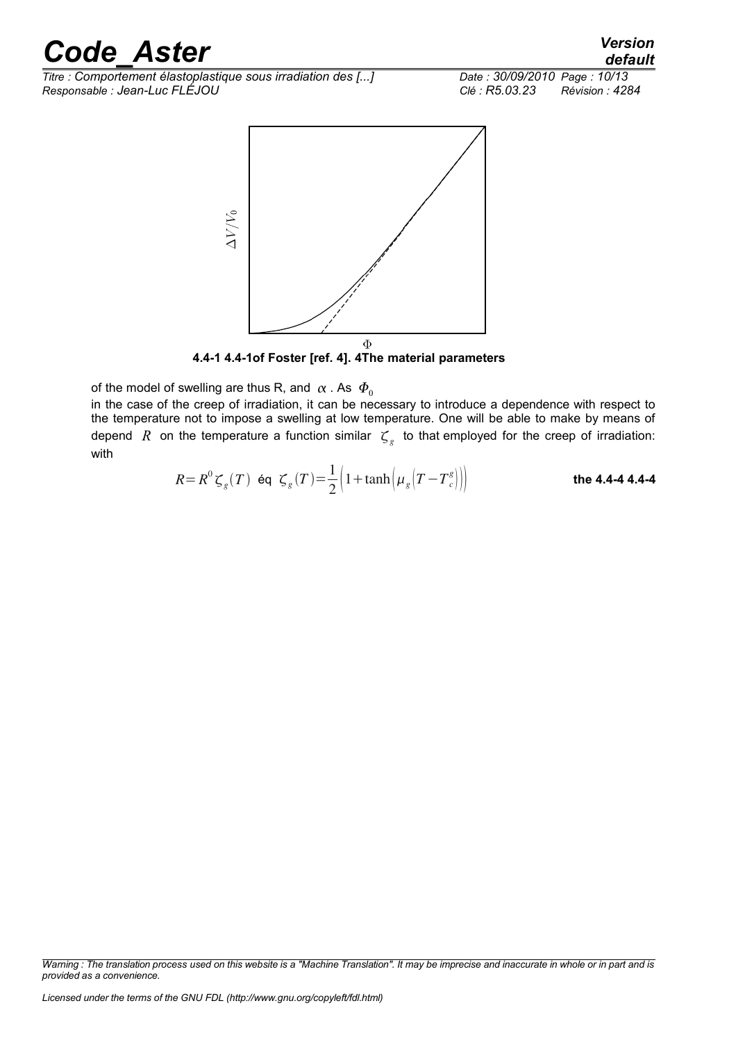4.4-1 4.4-1of Foster [ref. 4]. 4The material parameters

of the model of swelling are thus R, and $\alpha$ . As $\Phi_0$

in the case of the creep of irradiation, it can be necessary to introduce a dependence with respect to the temperature not to impose a swelling at low temperature. One will be able to make by means of depend $R$ on the temperature a function similar $\zeta_g$ to that employed for the creep of irradiation: with

$$R=R^0\zeta_g(T) \text{ éq } \zeta_g(T)=\frac{1}{2}\left(1+\tanh\left(\mu_g\left(T-T_c^g\right)\right)\right) \qquad \textbf{the 4.4-4 4.4-4}$$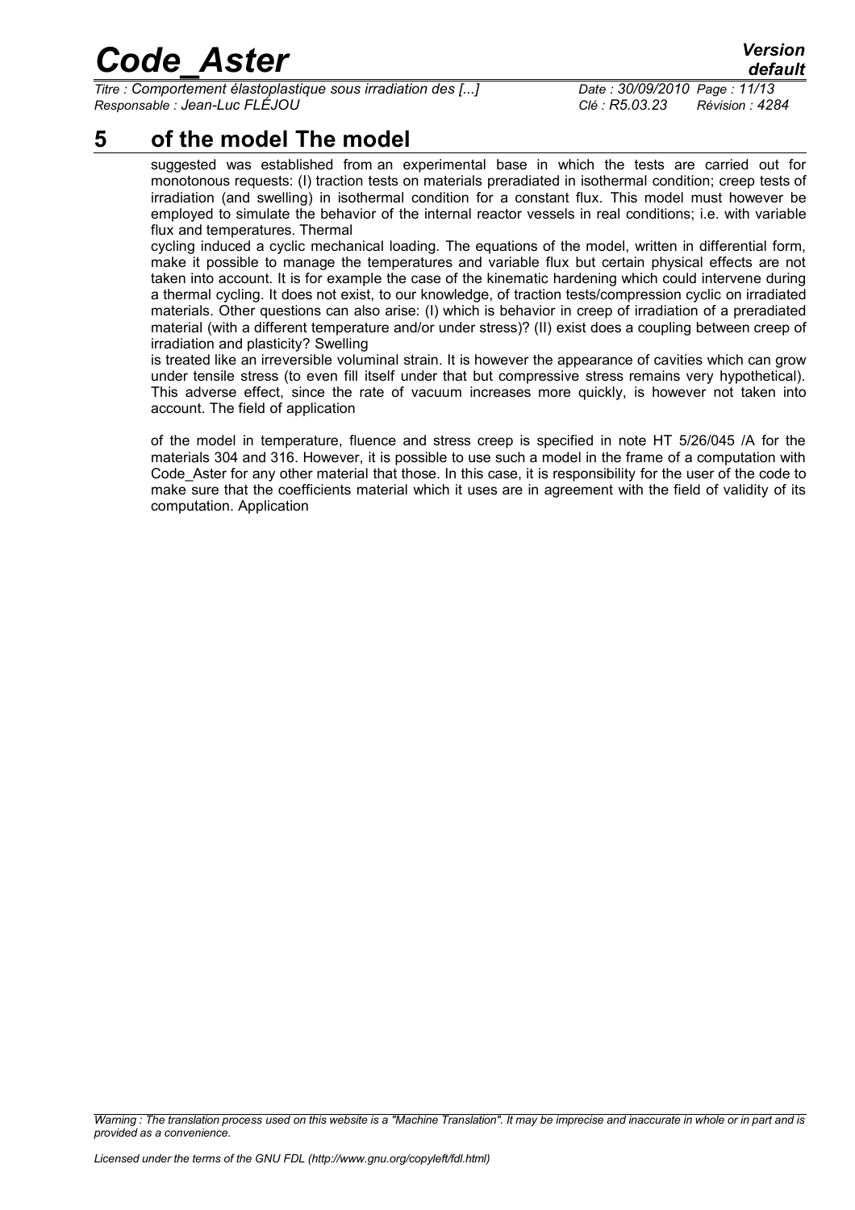# 5 of the model The model

suggested was established from an experimental base in which the tests are carried out for monotonous requests: (I) traction tests on materials preradiated in isothermal condition; creep tests of irradiation (and swelling) in isothermal condition for a constant flux. This model must however be employed to simulate the behavior of the internal reactor vessels in real conditions; i.e. with variable flux and temperatures. Thermal

cycling induced a cyclic mechanical loading. The equations of the model, written in differential form, make it possible to manage the temperatures and variable flux but certain physical effects are not taken into account. It is for example the case of the kinematic hardening which could intervene during a thermal cycling. It does not exist, to our knowledge, of traction tests/compression cyclic on irradiated materials. Other questions can also arise: (I) which is behavior in creep of irradiation of a preradiated material (with a different temperature and/or under stress)? (II) exist does a coupling between creep of irradiation and plasticity? Swelling

is treated like an irreversible voluminal strain. It is however the appearance of cavities which can grow under tensile stress (to even fill itself under that but compressive stress remains very hypothetical). This adverse effect, since the rate of vacuum increases more quickly, is however not taken into account. The field of application

of the model in temperature, fluence and stress creep is specified in note HT 5/26/045 /A for the materials 304 and 316. However, it is possible to use such a model in the frame of a computation with Code_Aster for any other material that those. In this case, it is responsibility for the user of the code to make sure that the coefficients material which it uses are in agreement with the field of validity of its computation. Application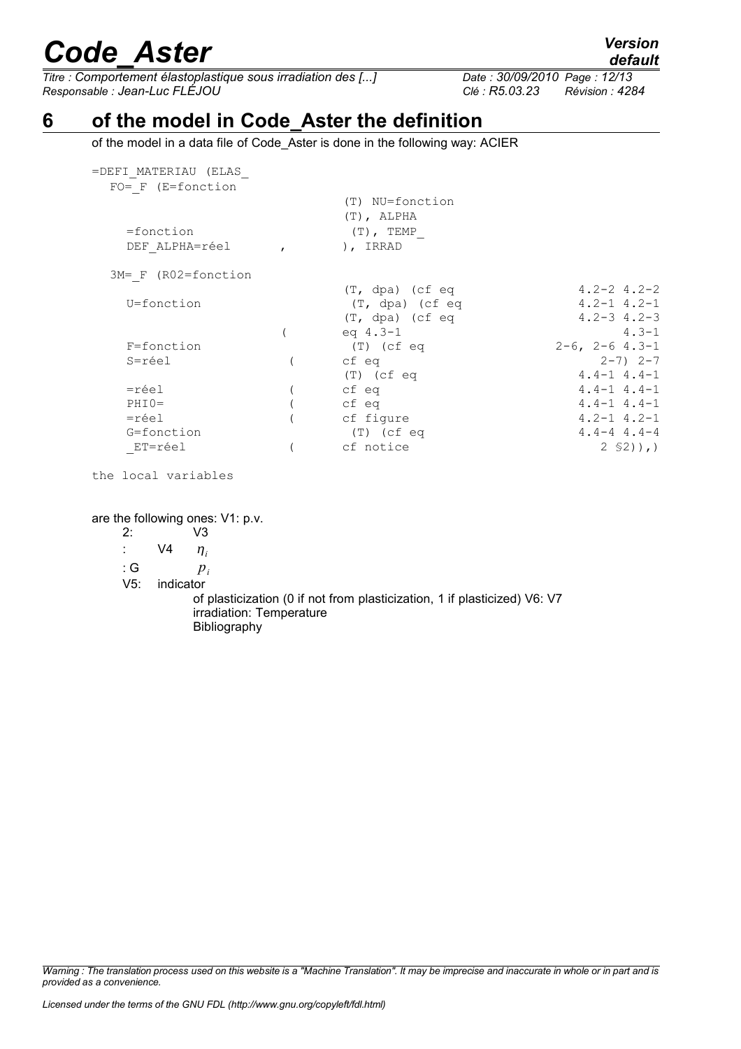# 6 of the model in Code_Aster the definition

of the model in a data file of Code_Aster is done in the following way: ACIER

```
=DEFI_MATERIAU (ELAS_
  FO=_F (E=fonction
                                (T) NU=fonction
                                (T), ALPHA
    =fonction                   (T), TEMP_
    DEF_ALPHA=réel      ,       ), IRRAD

  3M=_F (R02=fonction
                                (T, dpa) (cf eq                4.2-2 4.2-2
    U=fonction                  (T, dpa) (cf eq                4.2-1 4.2-1
                                (T, dpa) (cf eq                4.2-3 4.2-3
                        (       eq 4.3-1                             4.3-1
    F=fonction                  (T) (cf eq                2-6, 2-6 4.3-1
    S=réel              (       cf eq                             2-7) 2-7
                                (T) (cf eq                     4.4-1 4.4-1
    =réel               (       cf eq                          4.4-1 4.4-1
    PHI0=               (       cf eq                          4.4-1 4.4-1
    =réel               (       cf figure                      4.2-1 4.2-1
    G=fonction                  (T) (cf eq                     4.4-4 4.4-4
    _ET=réel            (       cf notice                          2 §2)),)
```

the local variables

are the following ones: V1: p.v.

2: V3

: V4 $\eta_i$

: G $p_i$

V5: indicator

of plasticization (0 if not from plasticization, 1 if plasticized) V6: V7

irradiation: Temperature

Bibliography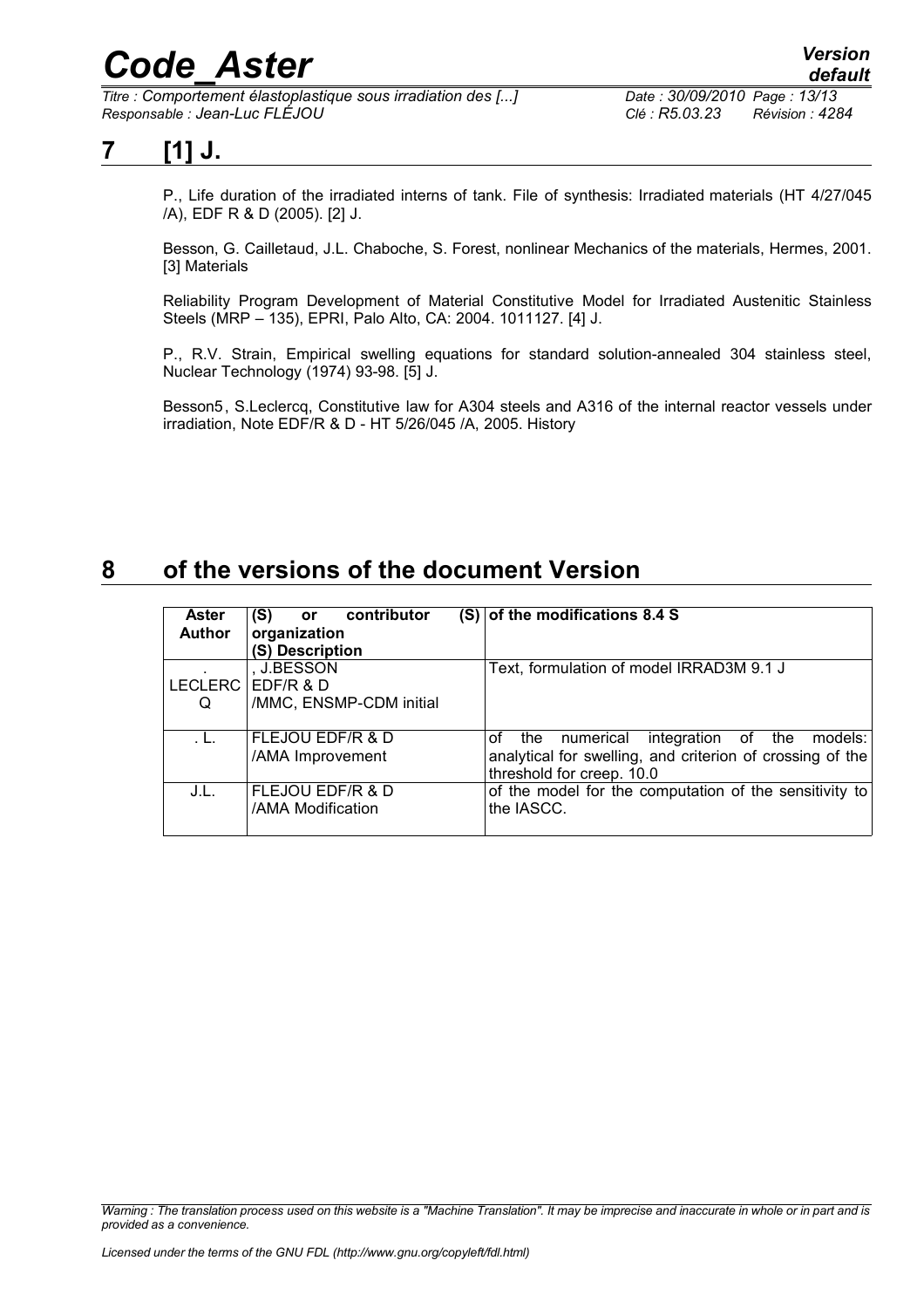# 7 [1] J.

P., Life duration of the irradiated interns of tank. File of synthesis: Irradiated materials (HT 4/27/045 /A), EDF R & D (2005). [2] J.

Besson, G. Cailletaud, J.L. Chaboche, S. Forest, nonlinear Mechanics of the materials, Hermes, 2001. [3] Materials

Reliability Program Development of Material Constitutive Model for Irradiated Austenitic Stainless Steels (MRP – 135), EPRI, Palo Alto, CA: 2004. 1011127. [4] J.

P., R.V. Strain, Empirical swelling equations for standard solution-annealed 304 stainless steel, Nuclear Technology (1974) 93-98. [5] J.

Besson5, S.Leclercq, Constitutive law for A304 steels and A316 of the internal reactor vessels under irradiation, Note EDF/R & D - HT 5/26/045 /A, 2005. History

# 8 of the versions of the document Version

| Aster Author | (S) or contributor (S) organization (S) Description | of the modifications 8.4 S |
|---|---|---|
| . LECLERCQ | , J.BESSON EDF/R & D /MMC, ENSMP-CDM initial | Text, formulation of model IRRAD3M 9.1 J |
| . L. | FLEJOU EDF/R & D /AMA Improvement | of the numerical integration of the models: analytical for swelling, and criterion of crossing of the threshold for creep. 10.0 |
| J.L. | FLEJOU EDF/R & D /AMA Modification | of the model for the computation of the sensitivity to the IASCC. |